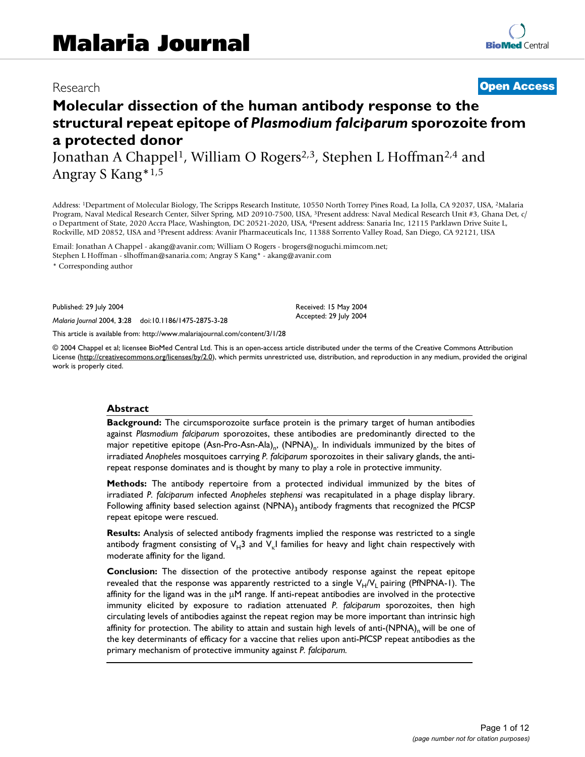# Malaria Journal

Research **Open Access**

# Molecular dissection of the human antibody response to the structural repeat epitope of *Plasmodium falciparum* sporozoite from a protected donor

Jonathan A Chappel[1], William O Rogers[2,3], Stephen L Hoffman[2,4] and Angray S Kang*[1,5]

Address: [1]Department of Molecular Biology, The Scripps Research Institute, 10550 North Torrey Pines Road, La Jolla, CA 92037, USA, [2]Malaria Program, Naval Medical Research Center, Silver Spring, MD 20910-7500, USA, [3]Present address: Naval Medical Research Unit #3, Ghana Det, c/o Department of State, 2020 Accra Place, Washington, DC 20521-2020, USA, [4]Present address: Sanaria Inc, 12115 Parklawn Drive Suite L, Rockville, MD 20852, USA and [5]Present address: Avanir Pharmaceuticals Inc, 11388 Sorrento Valley Road, San Diego, CA 92121, USA

Email: Jonathan A Chappel - akang@avanir.com; William O Rogers - brogers@noguchi.mimcom.net; Stephen L Hoffman - slhoffman@sanaria.com; Angray S Kang* - akang@avanir.com

\* Corresponding author

Published: 29 July 2004

*Malaria Journal* 2004, **3**:28 doi:10.1186/1475-2875-3-28

Received: 15 May 2004
Accepted: 29 July 2004

This article is available from: http://www.malariajournal.com/content/3/1/28

© 2004 Chappel et al; licensee BioMed Central Ltd. This is an open-access article distributed under the terms of the Creative Commons Attribution License (http://creativecommons.org/licenses/by/2.0), which permits unrestricted use, distribution, and reproduction in any medium, provided the original work is properly cited.

## Abstract

**Background:** The circumsporozoite surface protein is the primary target of human antibodies against *Plasmodium falciparum* sporozoites, these antibodies are predominantly directed to the major repetitive epitope (Asn-Pro-Asn-Ala)$_n$, (NPNA)$_n$. In individuals immunized by the bites of irradiated *Anopheles* mosquitoes carrying *P. falciparum* sporozoites in their salivary glands, the anti-repeat response dominates and is thought by many to play a role in protective immunity.

**Methods:** The antibody repertoire from a protected individual immunized by the bites of irradiated *P. falciparum* infected *Anopheles stephensi* was recapitulated in a phage display library. Following affinity based selection against (NPNA)$_3$ antibody fragments that recognized the PfCSP repeat epitope were rescued.

**Results:** Analysis of selected antibody fragments implied the response was restricted to a single antibody fragment consisting of $V_H3$ and $V_\kappa I$ families for heavy and light chain respectively with moderate affinity for the ligand.

**Conclusion:** The dissection of the protective antibody response against the repeat epitope revealed that the response was apparently restricted to a single $V_H/V_L$ pairing (PfNPNA-1). The affinity for the ligand was in the μM range. If anti-repeat antibodies are involved in the protective immunity elicited by exposure to radiation attenuated *P. falciparum* sporozoites, then high circulating levels of antibodies against the repeat region may be more important than intrinsic high affinity for protection. The ability to attain and sustain high levels of anti-(NPNA)$_n$ will be one of the key determinants of efficacy for a vaccine that relies upon anti-PfCSP repeat antibodies as the primary mechanism of protective immunity against *P. falciparum.*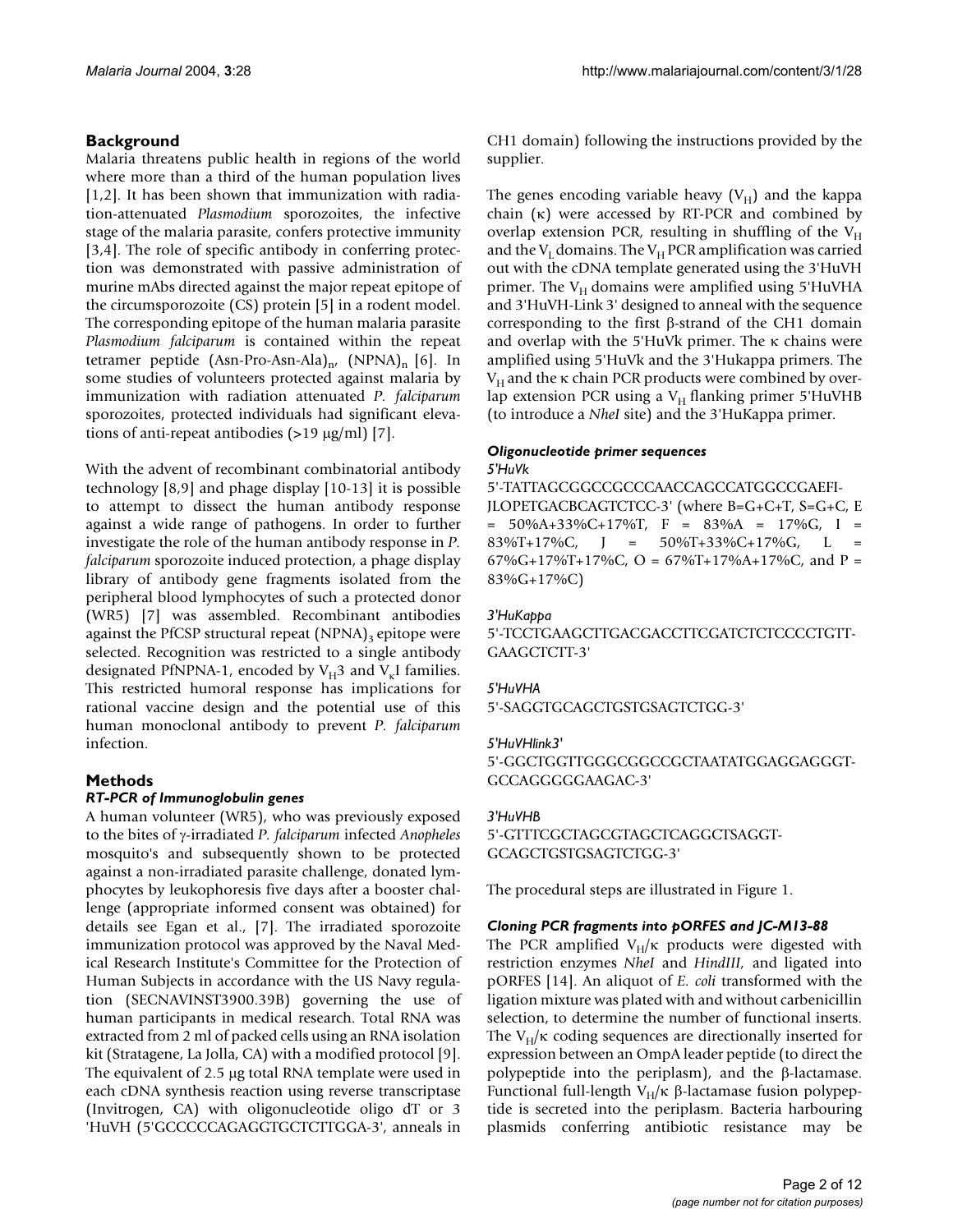## Background

Malaria threatens public health in regions of the world where more than a third of the human population lives [1,2]. It has been shown that immunization with radiation-attenuated *Plasmodium* sporozoites, the infective stage of the malaria parasite, confers protective immunity [3,4]. The role of specific antibody in conferring protection was demonstrated with passive administration of murine mAbs directed against the major repeat epitope of the circumsporozoite (CS) protein [5] in a rodent model. The corresponding epitope of the human malaria parasite *Plasmodium falciparum* is contained within the repeat tetramer peptide $(\text{Asn-Pro-Asn-Ala})_n$, $(\text{NPNA})_n$ [6]. In some studies of volunteers protected against malaria by immunization with radiation attenuated *P. falciparum* sporozoites, protected individuals had significant elevations of anti-repeat antibodies (>19 μg/ml) [7].

With the advent of recombinant combinatorial antibody technology [8,9] and phage display [10-13] it is possible to attempt to dissect the human antibody response against a wide range of pathogens. In order to further investigate the role of the human antibody response in *P. falciparum* sporozoite induced protection, a phage display library of antibody gene fragments isolated from the peripheral blood lymphocytes of such a protected donor (WR5) [7] was assembled. Recombinant antibodies against the PfCSP structural repeat $(\text{NPNA})_3$ epitope were selected. Recognition was restricted to a single antibody designated PfNPNA-1, encoded by $V_H3$ and $V_\kappa I$ families. This restricted humoral response has implications for rational vaccine design and the potential use of this human monoclonal antibody to prevent *P. falciparum* infection.

## Methods

### RT-PCR of Immunoglobulin genes

A human volunteer (WR5), who was previously exposed to the bites of γ-irradiated *P. falciparum* infected *Anopheles* mosquito's and subsequently shown to be protected against a non-irradiated parasite challenge, donated lymphocytes by leukophoresis five days after a booster challenge (appropriate informed consent was obtained) for details see Egan et al., [7]. The irradiated sporozoite immunization protocol was approved by the Naval Medical Research Institute's Committee for the Protection of Human Subjects in accordance with the US Navy regulation (SECNAVINST3900.39B) governing the use of human participants in medical research. Total RNA was extracted from 2 ml of packed cells using an RNA isolation kit (Stratagene, La Jolla, CA) with a modified protocol [9]. The equivalent of 2.5 μg total RNA template were used in each cDNA synthesis reaction using reverse transcriptase (Invitrogen, CA) with oligonucleotide oligo dT or 3 'HuVH (5'GCCCCCAGAGGTGCTCTTGGA-3', anneals in CH1 domain) following the instructions provided by the supplier.

The genes encoding variable heavy ($V_H$) and the kappa chain (κ) were accessed by RT-PCR and combined by overlap extension PCR, resulting in shuffling of the $V_H$ and the $V_L$ domains. The $V_H$ PCR amplification was carried out with the cDNA template generated using the 3'HuVH primer. The $V_H$ domains were amplified using 5'HuVHA and 3'HuVH-Link 3' designed to anneal with the sequence corresponding to the first β-strand of the CH1 domain and overlap with the 5'HuVk primer. The κ chains were amplified using 5'HuVk and the 3'Hukappa primers. The $V_H$ and the κ chain PCR products were combined by overlap extension PCR using a $V_H$ flanking primer 5'HuVHB (to introduce a *NheI* site) and the 3'HuKappa primer.

### Oligonucleotide primer sequences

*5'HuVk*

5'-TATTAGCGGCCGCCCAACCAGCCATGGCCGAEFIJLOPETGACBCAGTCTCC-3' (where B=G+C+T, S=G+C, E = 50%A+33%C+17%T, F = 83%A = 17%G, I = 83%T+17%C, J = 50%T+33%C+17%G, L = 67%G+17%T+17%C, O = 67%T+17%A+17%C, and P = 83%G+17%C)

*3'HuKappa*

5'-TCCTGAAGCTTGACGACCTTCGATCTCTCCCCTGTTGAAGCTCTT-3'

*5'HuVHA*

5'-SAGGTGCAGCTGSTGSAGTCTGG-3'

*5'HuVHlink3'*

5'-GGCTGGTTGGGCGGCCGCTAATATGGAGGAGGGTGCCAGGGGGAAGAC-3'

*3'HuVHB*

5'-GTTTCGCTAGCGTAGCTCAGGCTSAGGTGCAGCTGSTGSAGTCTGG-3'

The procedural steps are illustrated in Figure 1.

### Cloning PCR fragments into pORFES and JC-M13-88

The PCR amplified $V_H$/κ products were digested with restriction enzymes *NheI* and *HindIII*, and ligated into pORFES [14]. An aliquot of *E. coli* transformed with the ligation mixture was plated with and without carbenicillin selection, to determine the number of functional inserts. The $V_H$/κ coding sequences are directionally inserted for expression between an OmpA leader peptide (to direct the polypeptide into the periplasm), and the β-lactamase. Functional full-length $V_H$/κ β-lactamase fusion polypeptide is secreted into the periplasm. Bacteria harbouring plasmids conferring antibiotic resistance may be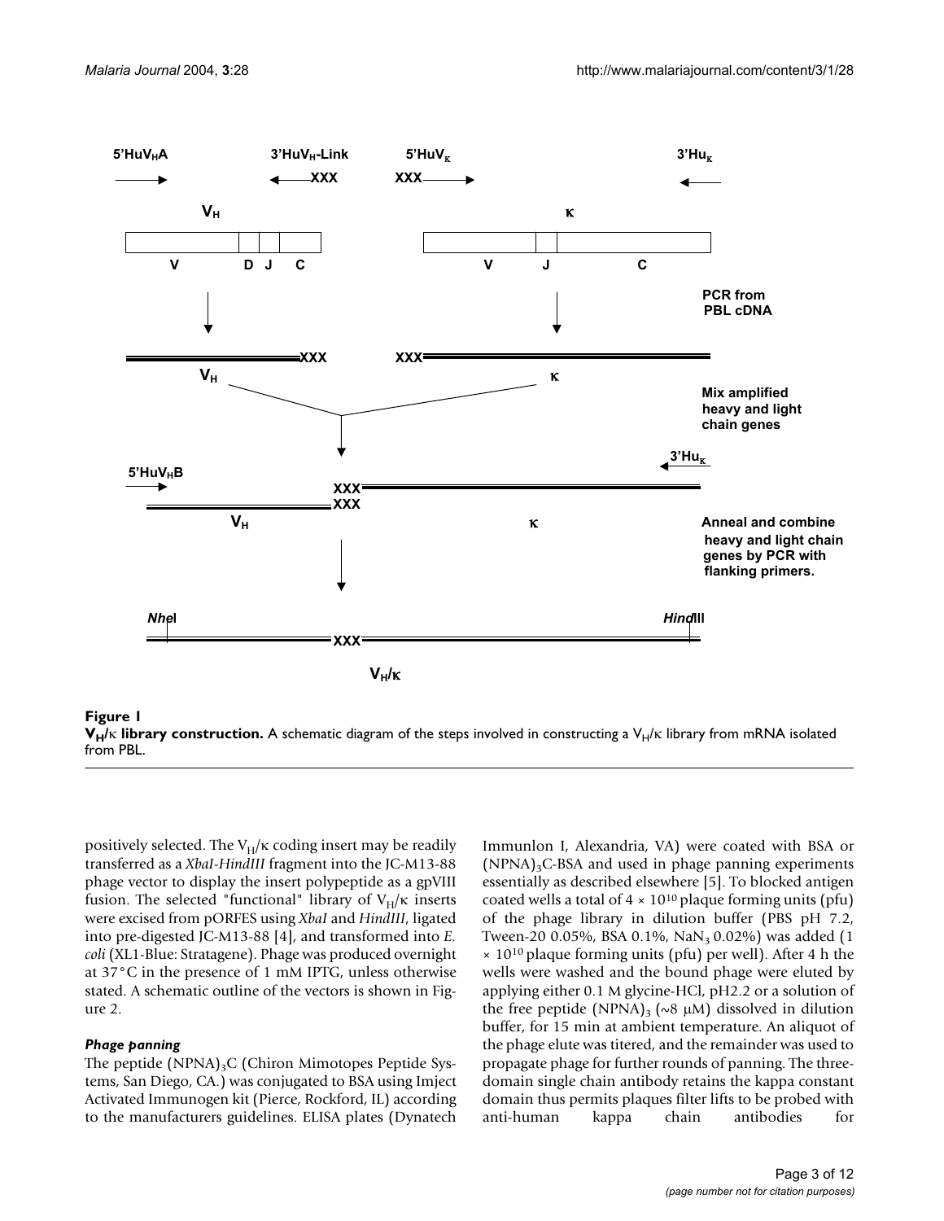**Figure 1**
**$V_H/\kappa$ library construction.** A schematic diagram of the steps involved in constructing a $V_H/\kappa$ library from mRNA isolated from PBL.

positively selected. The $V_H/\kappa$ coding insert may be readily transferred as a *XbaI-HindIII* fragment into the JC-M13-88 phage vector to display the insert polypeptide as a gpVIII fusion. The selected "functional" library of $V_H/\kappa$ inserts were excised from pORFES using *XbaI* and *HindIII*, ligated into pre-digested JC-M13-88 [4], and transformed into *E. coli* (XL1-Blue: Stratagene). Phage was produced overnight at 37°C in the presence of 1 mM IPTG, unless otherwise stated. A schematic outline of the vectors is shown in Figure 2.

### *Phage panning*

The peptide $(NPNA)_3C$ (Chiron Mimotopes Peptide Systems, San Diego, CA.) was conjugated to BSA using Imject Activated Immunogen kit (Pierce, Rockford, IL) according to the manufacturers guidelines. ELISA plates (Dynatech Immunlon I, Alexandria, VA) were coated with BSA or $(NPNA)_3C$-BSA and used in phage panning experiments essentially as described elsewhere [5]. To blocked antigen coated wells a total of $4 \times 10^{10}$ plaque forming units (pfu) of the phage library in dilution buffer (PBS pH 7.2, Tween-20 0.05%, BSA 0.1%, $NaN_3$ 0.02%) was added ($1 \times 10^{10}$ plaque forming units (pfu) per well). After 4 h the wells were washed and the bound phage were eluted by applying either 0.1 M glycine-HCl, pH2.2 or a solution of the free peptide $(NPNA)_3$ (~8 μM) dissolved in dilution buffer, for 15 min at ambient temperature. An aliquot of the phage elute was titered, and the remainder was used to propagate phage for further rounds of panning. The three-domain single chain antibody retains the kappa constant domain thus permits plaques filter lifts to be probed with anti-human kappa chain antibodies for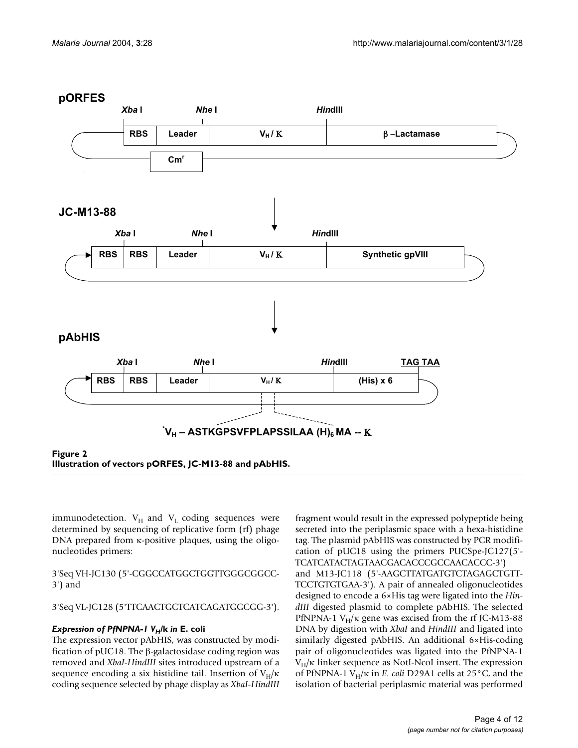**Figure 2**
**Illustration of vectors pORFES, JC-M13-88 and pAbHIS.**

immunodetection. $V_H$ and $V_L$ coding sequences were determined by sequencing of replicative form (rf) phage DNA prepared from κ-positive plaques, using the oligonucleotides primers:

3'Seq VH-JC130 (5'-CGGCCATGGCTGGTTGGGCGGCC-3') and

3'Seq VL-JC128 (5'TTCAACTGCTCATCAGATGGCGG-3').

### *Expression of PfNPNA-1 $V_H$/k in* E. coli

The expression vector pAbHIS, was constructed by modification of pUC18. The β-galactosidase coding region was removed and *XbaI-HindIII* sites introduced upstream of a sequence encoding a six histidine tail. Insertion of $V_H$/κ coding sequence selected by phage display as *XbaI-HindIII* fragment would result in the expressed polypeptide being secreted into the periplasmic space with a hexa-histidine tag. The plasmid pAbHIS was constructed by PCR modification of pUC18 using the primers PUCSpe-JC127(5'-TCATCATACTAGTAACGACACCCGCCAACACCC-3') and M13-JC118 (5'-AAGCTTATGATGTCTAGAGCTGTT-TCCTGTGTGAA-3'). A pair of annealed oligonucleotides designed to encode a 6×His tag were ligated into the *HindIII* digested plasmid to complete pAbHIS. The selected PfNPNA-1 $V_H$/κ gene was excised from the rf JC-M13-88 DNA by digestion with *XbaI* and *HindIII* and ligated into similarly digested pAbHIS. An additional 6×His-coding pair of oligonucleotides was ligated into the PfNPNA-1 $V_H$/κ linker sequence as NotI-NcoI insert. The expression of PfNPNA-1 $V_H$/κ in *E. coli* D29A1 cells at 25°C, and the isolation of bacterial periplasmic material was performed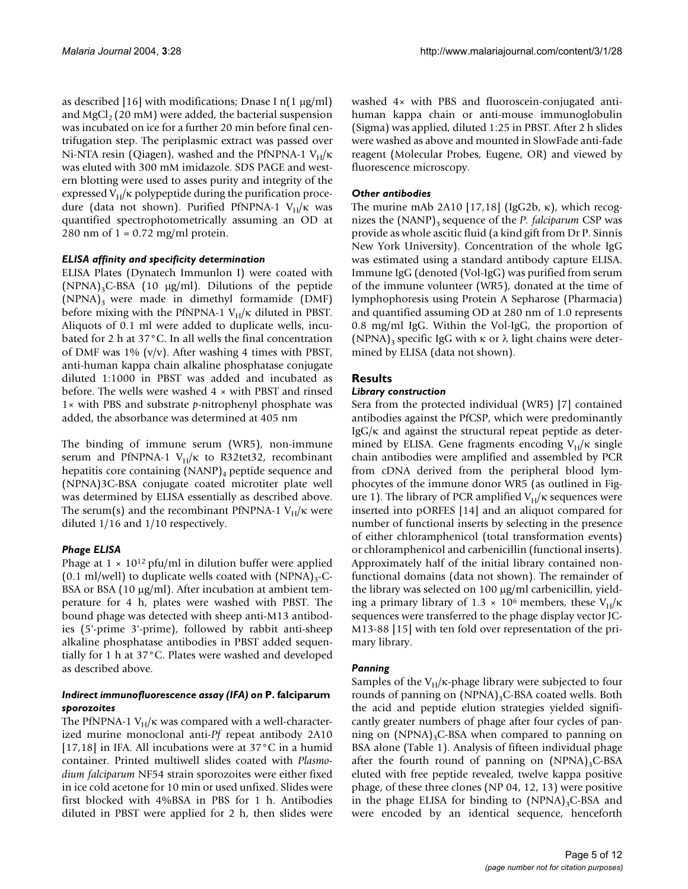as described [16] with modifications; Dnase I n(1 μg/ml) and $MgCl_2$ (20 mM) were added, the bacterial suspension was incubated on ice for a further 20 min before final centrifugation step. The periplasmic extract was passed over Ni-NTA resin (Qiagen), washed and the PfNPNA-1 $V_H/\kappa$ was eluted with 300 mM imidazole. SDS PAGE and western blotting were used to asses purity and integrity of the expressed $V_H/\kappa$ polypeptide during the purification procedure (data not shown). Purified PfNPNA-1 $V_H/\kappa$ was quantified spectrophotometrically assuming an OD at 280 nm of 1 = 0.72 mg/ml protein.

### *ELISA affinity and specificity determination*

ELISA Plates (Dynatech Immunlon I) were coated with $(NPNA)_3$C-BSA (10 μg/ml). Dilutions of the peptide $(NPNA)_3$ were made in dimethyl formamide (DMF) before mixing with the PfNPNA-1 $V_H/\kappa$ diluted in PBST. Aliquots of 0.1 ml were added to duplicate wells, incubated for 2 h at 37°C. In all wells the final concentration of DMF was 1% (v/v). After washing 4 times with PBST, anti-human kappa chain alkaline phosphatase conjugate diluted 1:1000 in PBST was added and incubated as before. The wells were washed 4 × with PBST and rinsed 1× with PBS and substrate *p*-nitrophenyl phosphate was added, the absorbance was determined at 405 nm

The binding of immune serum (WR5), non-immune serum and PfNPNA-1 $V_H/\kappa$ to R32tet32, recombinant hepatitis core containing $(NANP)_4$ peptide sequence and (NPNA)3C-BSA conjugate coated microtiter plate well was determined by ELISA essentially as described above. The serum(s) and the recombinant PfNPNA-1 $V_H/\kappa$ were diluted 1/16 and 1/10 respectively.

### *Phage ELISA*

Phage at $1 \times 10^{12}$ pfu/ml in dilution buffer were applied (0.1 ml/well) to duplicate wells coated with $(NPNA)_3$-C-BSA or BSA (10 μg/ml). After incubation at ambient temperature for 4 h, plates were washed with PBST. The bound phage was detected with sheep anti-M13 antibodies (5'-prime 3'-prime), followed by rabbit anti-sheep alkaline phosphatase antibodies in PBST added sequentially for 1 h at 37°C. Plates were washed and developed as described above.

### *Indirect immunofluorescence assay (IFA) on* P. falciparum *sporozoites*

The PfNPNA-1 $V_H/\kappa$ was compared with a well-characterized murine monoclonal anti-*Pf* repeat antibody 2A10 [17,18] in IFA. All incubations were at 37°C in a humid container. Printed multiwell slides coated with *Plasmodium falciparum* NF54 strain sporozoites were either fixed in ice cold acetone for 10 min or used unfixed. Slides were first blocked with 4%BSA in PBS for 1 h. Antibodies diluted in PBST were applied for 2 h, then slides were washed 4× with PBS and fluoroscein-conjugated anti-human kappa chain or anti-mouse immunoglobulin (Sigma) was applied, diluted 1:25 in PBST. After 2 h slides were washed as above and mounted in SlowFade anti-fade reagent (Molecular Probes, Eugene, OR) and viewed by fluorescence microscopy.

### *Other antibodies*

The murine mAb 2A10 [17,18] (IgG2b, κ), which recognizes the $(NANP)_3$ sequence of the *P. falciparum* CSP was provide as whole ascitic fluid (a kind gift from Dr P. Sinnis New York University). Concentration of the whole IgG was estimated using a standard antibody capture ELISA. Immune IgG (denoted (Vol-IgG) was purified from serum of the immune volunteer (WR5), donated at the time of lymphophoresis using Protein A Sepharose (Pharmacia) and quantified assuming OD at 280 nm of 1.0 represents 0.8 mg/ml IgG. Within the Vol-IgG, the proportion of $(NPNA)_3$ specific IgG with κ or λ light chains were determined by ELISA (data not shown).

## Results

### *Library construction*

Sera from the protected individual (WR5) [7] contained antibodies against the PfCSP, which were predominantly IgG/κ and against the structural repeat peptide as determined by ELISA. Gene fragments encoding $V_H/\kappa$ single chain antibodies were amplified and assembled by PCR from cDNA derived from the peripheral blood lymphocytes of the immune donor WR5 (as outlined in Figure 1). The library of PCR amplified $V_H/\kappa$ sequences were inserted into pORFES [14] and an aliquot compared for number of functional inserts by selecting in the presence of either chloramphenicol (total transformation events) or chloramphenicol and carbenicillin (functional inserts). Approximately half of the initial library contained non-functional domains (data not shown). The remainder of the library was selected on 100 μg/ml carbenicillin, yielding a primary library of $1.3 \times 10^6$ members, these $V_H/\kappa$ sequences were transferred to the phage display vector JC-M13-88 [15] with ten fold over representation of the primary library.

### *Panning*

Samples of the $V_H/\kappa$-phage library were subjected to four rounds of panning on $(NPNA)_3$C-BSA coated wells. Both the acid and peptide elution strategies yielded significantly greater numbers of phage after four cycles of panning on $(NPNA)_3$C-BSA when compared to panning on BSA alone (Table 1). Analysis of fifteen individual phage after the fourth round of panning on $(NPNA)_3$C-BSA eluted with free peptide revealed, twelve kappa positive phage, of these three clones (NP 04, 12, 13) were positive in the phage ELISA for binding to $(NPNA)_3$C-BSA and were encoded by an identical sequence, henceforth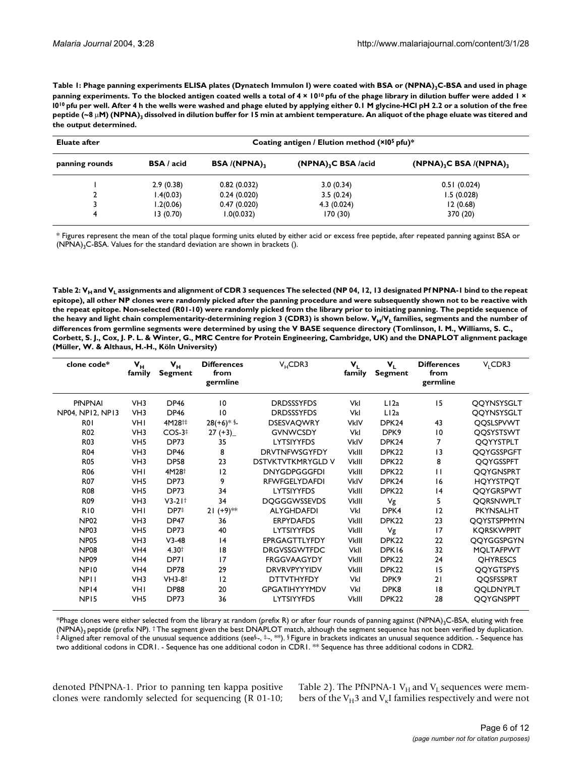**Table 1: Phage panning experiments ELISA plates (Dynatech Immulon I) were coated with BSA or $(NPNA)_3$C-BSA and used in phage panning experiments. To the blocked antigen coated wells a total of 4 × $10^{10}$ pfu of the phage library in dilution buffer were added 1 × $10^{10}$ pfu per well. After 4 h the wells were washed and phage eluted by applying either 0.1 M glycine-HCl pH 2.2 or a solution of the free peptide (~8 µM) $(NPNA)_3$ dissolved in dilution buffer for 15 min at ambient temperature. An aliquot of the phage eluate was titered and the output determined.**

| Eluate after | Coating antigen / Elution method (×$10^5$ pfu)* | | | |
|---|---|---|---|---|
| panning rounds | BSA / acid | BSA /$(NPNA)_3$ | $(NPNA)_3$C BSA /acid | $(NPNA)_3$C BSA /$(NPNA)_3$ |
| 1 | 2.9 (0.38) | 0.82 (0.032) | 3.0 (0.34) | 0.51 (0.024) |
| 2 | 1.4(0.03) | 0.24 (0.020) | 3.5 (0.24) | 1.5 (0.028) |
| 3 | 1.2(0.06) | 0.47 (0.020) | 4.3 (0.024) | 12 (0.68) |
| 4 | 13 (0.70) | 1.0(0.032) | 170 (30) | 370 (20) |

\* Figures represent the mean of the total plaque forming units eluted by either acid or excess free peptide, after repeated panning against BSA or $(NPNA)_3$C-BSA. Values for the standard deviation are shown in brackets ().

**Table 2: $V_H$ and $V_L$ assignments and alignment of CDR 3 sequences The selected (NP 04, 12, 13 designated Pf NPNA-1 bind to the repeat epitope), all other NP clones were randomly picked after the panning procedure and were subsequently shown not to be reactive with the repeat epitope. Non-selected (R01-10) were randomly picked from the library prior to initiating panning. The peptide sequence of the heavy and light chain complementarity-determining region 3 (CDR3) is shown below. $V_H$/$V_L$ families, segments and the number of differences from germline segments were determined by using the V BASE sequence directory (Tomlinson, I. M., Williams, S. C., Corbett, S. J., Cox, J. P. L. & Winter, G., MRC Centre for Protein Engineering, Cambridge, UK) and the DNAPLOT alignment package (Müller, W. & Althaus, H.-H., Köln University)**

| clone code* | $V_H$ family | $V_H$ Segment | Differences from germline | $V_H$CDR3 | $V_L$ family | $V_L$ Segment | Differences from germline | $V_L$CDR3 |
|---|---|---|---|---|---|---|---|---|
| PfNPNAI | VH3 | DP46 | 10 | DRDSSSYFDS | VkI | L12a | 15 | QQYNSYSGLT |
| NP04, NP12, NP13 | VH3 | DP46 | 10 | DRDSSSYFDS | VkI | L12a | | QQYNSYSGLT |
| R01 | VH1 | 4M28†‡ | 28(+6)* §- | DSESVAQWRY | VkIV | DPK24 | 43 | QQSLSPVWT |
| R02 | VH3 | COS-3‡ | 27 (+3)_ | GVNWCSDY | VkI | DPK9 | 10 | QQSYSTSWT |
| R03 | VH5 | DP73 | 35 | LYTSIYYFDS | VkIV | DPK24 | 7 | QQYYSTPLT |
| R04 | VH3 | DP46 | 8 | DRVTNFWSGYFDY | VkIII | DPK22 | 13 | QQYGSSPGFT |
| R05 | VH3 | DP58 | 23 | DSTVKTVTKMRYGLD V | VkIII | DPK22 | 8 | QQYGSSPFT |
| R06 | VH1 | 4M28† | 12 | DNYGDPGGGFDI | VkIII | DPK22 | 11 | QQYGNSPRT |
| R07 | VH5 | DP73 | 9 | RFWFGELYDAFDI | VkIV | DPK24 | 16 | HQYYSTPQT |
| R08 | VH5 | DP73 | 34 | LYTSIYYFDS | VkIII | DPK22 | 14 | QQYGRSPWT |
| R09 | VH3 | V3-21† | 34 | DQGGGWSSEVDS | VkIII | Vg | 5 | QQRSNWPLT |
| R10 | VH1 | DP7‡ | 21 (+9)** | ALYGHDAFDI | VkI | DPK4 | 12 | PKYNSALHT |
| NP02 | VH3 | DP47 | 36 | ERPYDAFDS | VkIII | DPK22 | 23 | QQYSTSPPMYN |
| NP03 | VH5 | DP73 | 40 | LYTSIYYFDS | VkIII | Vg | 17 | KQRSKWPPIT |
| NP05 | VH3 | V3-48 | 14 | EPRGAGTTLYFDY | VkIII | DPK22 | 22 | QQYGGSPGYN |
| NP08 | VH4 | 4.30† | 18 | DRGVSSGWTFDC | VkII | DPK16 | 32 | MQLTAFPWT |
| NP09 | VH4 | DP71 | 17 | FRGGVAAGYDY | VkIII | DPK22 | 24 | QHYRESCS |
| NP10 | VH4 | DP78 | 29 | DRVRVPYYYIDV | VkIII | DPK22 | 15 | QQYGTSPYS |
| NP11 | VH3 | VH3-8† | 12 | DTTVTHYFDY | VkI | DPK9 | 21 | QQSFSSPRT |
| NP14 | VH1 | DP88 | 20 | GPGATIHYYYMDV | VkI | DPK8 | 18 | QQLDNYPLT |
| NP15 | VH5 | DP73 | 36 | LYTSIYYFDS | VkIII | DPK22 | 28 | QQYGNSPPT |

\*Phage clones were either selected from the library at random (prefix R) or after four rounds of panning against $(NPNA)_3$C-BSA, eluting with free $(NPNA)_3$ peptide (prefix NP). † The segment given the best DNAPLOT match, although the segment sequence has not been verified by duplication. ‡ Aligned after removal of the unusual sequence additions (see§-, ‡-, **). § Figure in brackets indicates an unusual sequence addition. - Sequence has two additional codons in CDR1. - Sequence has one additional codon in CDR1. ** Sequence has three additional codons in CDR2.

denoted PfNPNA-1. Prior to panning ten kappa positive clones were randomly selected for sequencing (R 01-10; Table 2). The PfNPNA-1 $V_H$ and $V_L$ sequences were members of the $V_H3$ and $V_\kappa I$ families respectively and were not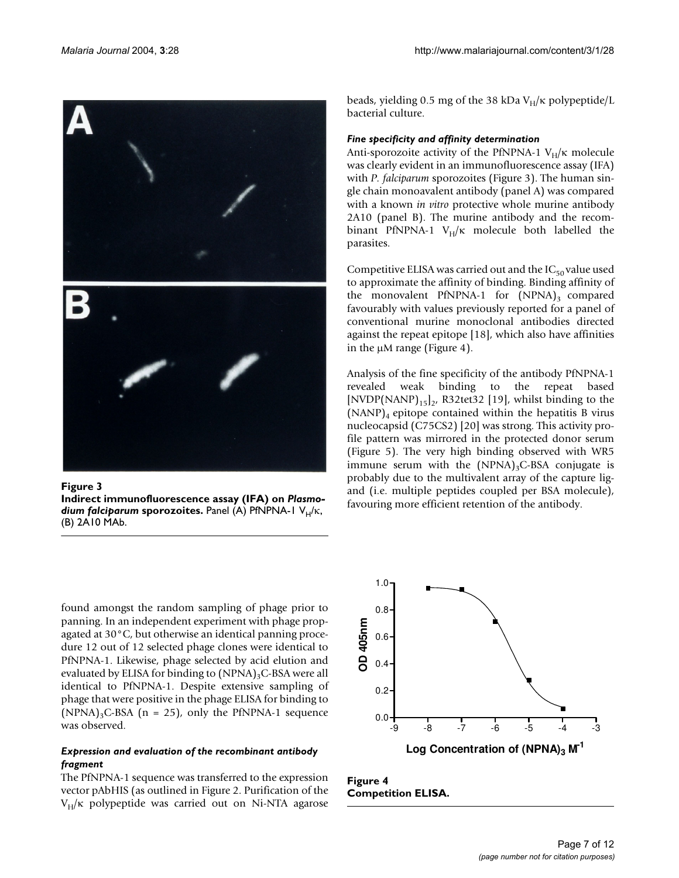**Figure 3**
**Indirect immunofluorescence assay (IFA) on *Plasmodium falciparum* sporozoites.** Panel (A) PfNPNA-1 $V_H/\kappa$, (B) 2A10 MAb.

found amongst the random sampling of phage prior to panning. In an independent experiment with phage propagated at 30°C, but otherwise an identical panning procedure 12 out of 12 selected phage clones were identical to PfNPNA-1. Likewise, phage selected by acid elution and evaluated by ELISA for binding to $(NPNA)_3$C-BSA were all identical to PfNPNA-1. Despite extensive sampling of phage that were positive in the phage ELISA for binding to $(NPNA)_3$C-BSA (n = 25), only the PfNPNA-1 sequence was observed.

### *Expression and evaluation of the recombinant antibody fragment*

The PfNPNA-1 sequence was transferred to the expression vector pAbHIS (as outlined in Figure 2. Purification of the $V_H/\kappa$ polypeptide was carried out on Ni-NTA agarose beads, yielding 0.5 mg of the 38 kDa $V_H/\kappa$ polypeptide/L bacterial culture.

### *Fine specificity and affinity determination*

Anti-sporozoite activity of the PfNPNA-1 $V_H/\kappa$ molecule was clearly evident in an immunofluorescence assay (IFA) with *P. falciparum* sporozoites (Figure 3). The human single chain monoavalent antibody (panel A) was compared with a known *in vitro* protective whole murine antibody 2A10 (panel B). The murine antibody and the recombinant PfNPNA-1 $V_H/\kappa$ molecule both labelled the parasites.

Competitive ELISA was carried out and the $IC_{50}$ value used to approximate the affinity of binding. Binding affinity of the monovalent PfNPNA-1 for $(NPNA)_3$ compared favourably with values previously reported for a panel of conventional murine monoclonal antibodies directed against the repeat epitope [18], which also have affinities in the μM range (Figure 4).

Analysis of the fine specificity of the antibody PfNPNA-1 revealed weak binding to the repeat based $[NVDP(NANP)_{15}]_2$, R32tet32 [19], whilst binding to the $(NANP)_4$ epitope contained within the hepatitis B virus nucleocapsid (C75CS2) [20] was strong. This activity profile pattern was mirrored in the protected donor serum (Figure 5). The very high binding observed with WR5 immune serum with the $(NPNA)_3$C-BSA conjugate is probably due to the multivalent array of the capture ligand (i.e. multiple peptides coupled per BSA molecule), favouring more efficient retention of the antibody.

**Figure 4**
**Competition ELISA.**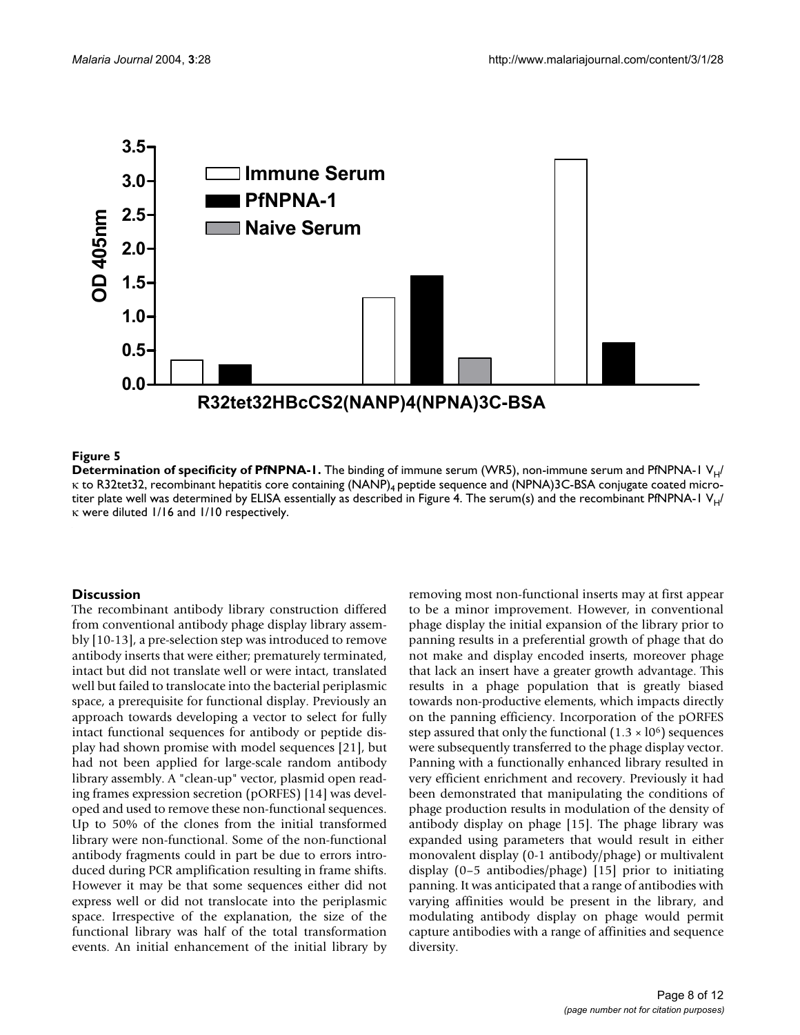**Figure 5**

**Determination of specificity of PfNPNA-1.** The binding of immune serum (WR5), non-immune serum and PfNPNA-1 $V_H$/κ to R32tet32, recombinant hepatitis core containing $(NANP)_4$ peptide sequence and (NPNA)3C-BSA conjugate coated microtiter plate well was determined by ELISA essentially as described in Figure 4. The serum(s) and the recombinant PfNPNA-1 $V_H$/κ were diluted 1/16 and 1/10 respectively.

## Discussion

The recombinant antibody library construction differed from conventional antibody phage display library assembly [10-13], a pre-selection step was introduced to remove antibody inserts that were either; prematurely terminated, intact but did not translate well or were intact, translated well but failed to translocate into the bacterial periplasmic space, a prerequisite for functional display. Previously an approach towards developing a vector to select for fully intact functional sequences for antibody or peptide display had shown promise with model sequences [21], but had not been applied for large-scale random antibody library assembly. A "clean-up" vector, plasmid open reading frames expression secretion (pORFES) [14] was developed and used to remove these non-functional sequences. Up to 50% of the clones from the initial transformed library were non-functional. Some of the non-functional antibody fragments could in part be due to errors introduced during PCR amplification resulting in frame shifts. However it may be that some sequences either did not express well or did not translocate into the periplasmic space. Irrespective of the explanation, the size of the functional library was half of the total transformation events. An initial enhancement of the initial library by removing most non-functional inserts may at first appear to be a minor improvement. However, in conventional phage display the initial expansion of the library prior to panning results in a preferential growth of phage that do not make and display encoded inserts, moreover phage that lack an insert have a greater growth advantage. This results in a phage population that is greatly biased towards non-productive elements, which impacts directly on the panning efficiency. Incorporation of the pORFES step assured that only the functional ($1.3 \times 10^6$) sequences were subsequently transferred to the phage display vector. Panning with a functionally enhanced library resulted in very efficient enrichment and recovery. Previously it had been demonstrated that manipulating the conditions of phage production results in modulation of the density of antibody display on phage [15]. The phage library was expanded using parameters that would result in either monovalent display (0-1 antibody/phage) or multivalent display (0–5 antibodies/phage) [15] prior to initiating panning. It was anticipated that a range of antibodies with varying affinities would be present in the library, and modulating antibody display on phage would permit capture antibodies with a range of affinities and sequence diversity.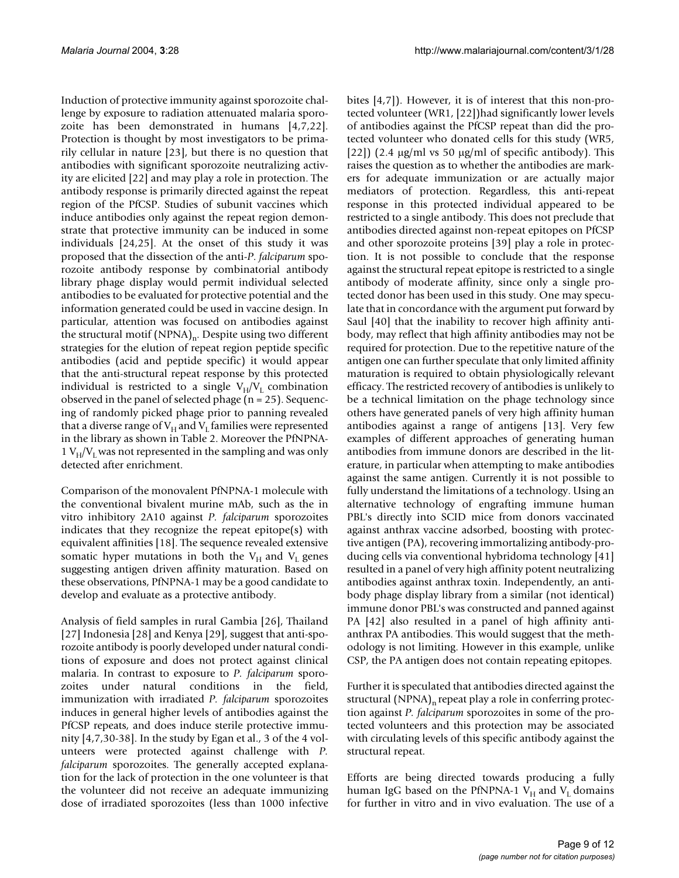Induction of protective immunity against sporozoite challenge by exposure to radiation attenuated malaria sporozoite has been demonstrated in humans [4,7,22]. Protection is thought by most investigators to be primarily cellular in nature [23], but there is no question that antibodies with significant sporozoite neutralizing activity are elicited [22] and may play a role in protection. The antibody response is primarily directed against the repeat region of the PfCSP. Studies of subunit vaccines which induce antibodies only against the repeat region demonstrate that protective immunity can be induced in some individuals [24,25]. At the onset of this study it was proposed that the dissection of the anti-*P. falciparum* sporozoite antibody response by combinatorial antibody library phage display would permit individual selected antibodies to be evaluated for protective potential and the information generated could be used in vaccine design. In particular, attention was focused on antibodies against the structural motif $(NPNA)_n$. Despite using two different strategies for the elution of repeat region peptide specific antibodies (acid and peptide specific) it would appear that the anti-structural repeat response by this protected individual is restricted to a single $V_H/V_L$ combination observed in the panel of selected phage (n = 25). Sequencing of randomly picked phage prior to panning revealed that a diverse range of $V_H$ and $V_L$ families were represented in the library as shown in Table 2. Moreover the PfNPNA-1 $V_H/V_L$ was not represented in the sampling and was only detected after enrichment.

Comparison of the monovalent PfNPNA-1 molecule with the conventional bivalent murine mAb, such as the in vitro inhibitory 2A10 against *P. falciparum* sporozoites indicates that they recognize the repeat epitope(s) with equivalent affinities [18]. The sequence revealed extensive somatic hyper mutations in both the $V_H$ and $V_L$ genes suggesting antigen driven affinity maturation. Based on these observations, PfNPNA-1 may be a good candidate to develop and evaluate as a protective antibody.

Analysis of field samples in rural Gambia [26], Thailand [27] Indonesia [28] and Kenya [29], suggest that anti-sporozoite antibody is poorly developed under natural conditions of exposure and does not protect against clinical malaria. In contrast to exposure to *P. falciparum* sporozoites under natural conditions in the field, immunization with irradiated *P. falciparum* sporozoites induces in general higher levels of antibodies against the PfCSP repeats, and does induce sterile protective immunity [4,7,30-38]. In the study by Egan et al., 3 of the 4 volunteers were protected against challenge with *P. falciparum* sporozoites. The generally accepted explanation for the lack of protection in the one volunteer is that the volunteer did not receive an adequate immunizing dose of irradiated sporozoites (less than 1000 infective bites [4,7]). However, it is of interest that this non-protected volunteer (WR1, [22])had significantly lower levels of antibodies against the PfCSP repeat than did the protected volunteer who donated cells for this study (WR5, [22]) (2.4 μg/ml vs 50 μg/ml of specific antibody). This raises the question as to whether the antibodies are markers for adequate immunization or are actually major mediators of protection. Regardless, this anti-repeat response in this protected individual appeared to be restricted to a single antibody. This does not preclude that antibodies directed against non-repeat epitopes on PfCSP and other sporozoite proteins [39] play a role in protection. It is not possible to conclude that the response against the structural repeat epitope is restricted to a single antibody of moderate affinity, since only a single protected donor has been used in this study. One may speculate that in concordance with the argument put forward by Saul [40] that the inability to recover high affinity antibody, may reflect that high affinity antibodies may not be required for protection. Due to the repetitive nature of the antigen one can further speculate that only limited affinity maturation is required to obtain physiologically relevant efficacy. The restricted recovery of antibodies is unlikely to be a technical limitation on the phage technology since others have generated panels of very high affinity human antibodies against a range of antigens [13]. Very few examples of different approaches of generating human antibodies from immune donors are described in the literature, in particular when attempting to make antibodies against the same antigen. Currently it is not possible to fully understand the limitations of a technology. Using an alternative technology of engrafting immune human PBL's directly into SCID mice from donors vaccinated against anthrax vaccine adsorbed, boosting with protective antigen (PA), recovering immortalizing antibody-producing cells via conventional hybridoma technology [41] resulted in a panel of very high affinity potent neutralizing antibodies against anthrax toxin. Independently, an antibody phage display library from a similar (not identical) immune donor PBL's was constructed and panned against PA [42] also resulted in a panel of high affinity anti-anthrax PA antibodies. This would suggest that the methodology is not limiting. However in this example, unlike CSP, the PA antigen does not contain repeating epitopes.

Further it is speculated that antibodies directed against the structural $(NPNA)_n$ repeat play a role in conferring protection against *P. falciparum* sporozoites in some of the protected volunteers and this protection may be associated with circulating levels of this specific antibody against the structural repeat.

Efforts are being directed towards producing a fully human IgG based on the PfNPNA-1 $V_H$ and $V_L$ domains for further in vitro and in vivo evaluation. The use of a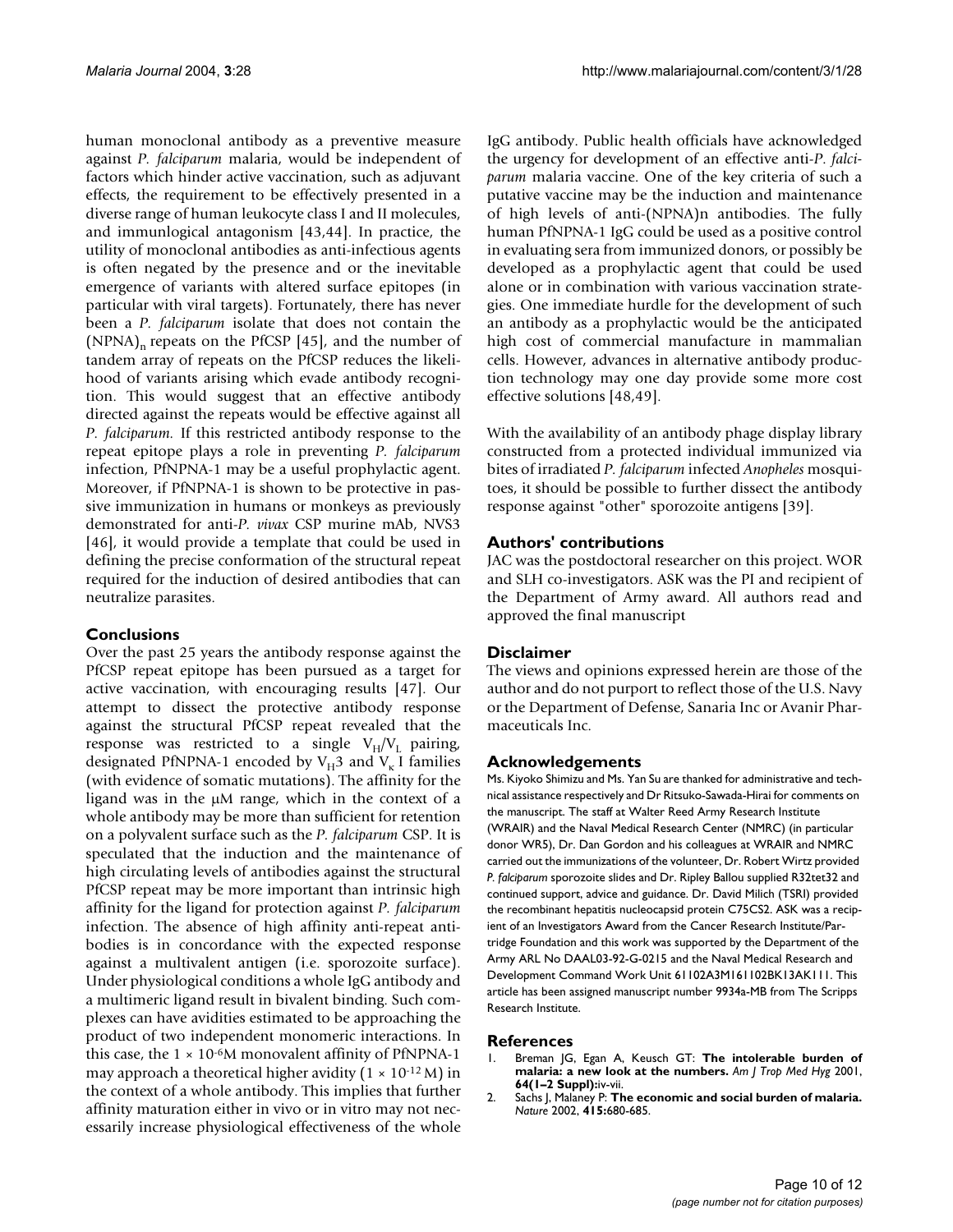human monoclonal antibody as a preventive measure against *P. falciparum* malaria, would be independent of factors which hinder active vaccination, such as adjuvant effects, the requirement to be effectively presented in a diverse range of human leukocyte class I and II molecules, and immunological antagonism [43,44]. In practice, the utility of monoclonal antibodies as anti-infectious agents is often negated by the presence and or the inevitable emergence of variants with altered surface epitopes (in particular with viral targets). Fortunately, there has never been a *P. falciparum* isolate that does not contain the $(NPNA)_n$ repeats on the PfCSP [45], and the number of tandem array of repeats on the PfCSP reduces the likelihood of variants arising which evade antibody recognition. This would suggest that an effective antibody directed against the repeats would be effective against all *P. falciparum*. If this restricted antibody response to the repeat epitope plays a role in preventing *P. falciparum* infection, PfNPNA-1 may be a useful prophylactic agent. Moreover, if PfNPNA-1 is shown to be protective in passive immunization in humans or monkeys as previously demonstrated for anti-*P. vivax* CSP murine mAb, NVS3 [46], it would provide a template that could be used in defining the precise conformation of the structural repeat required for the induction of desired antibodies that can neutralize parasites.

## Conclusions

Over the past 25 years the antibody response against the PfCSP repeat epitope has been pursued as a target for active vaccination, with encouraging results [47]. Our attempt to dissect the protective antibody response against the structural PfCSP repeat revealed that the response was restricted to a single $V_H/V_L$ pairing, designated PfNPNA-1 encoded by $V_H3$ and $V_\kappa$ I families (with evidence of somatic mutations). The affinity for the ligand was in the μM range, which in the context of a whole antibody may be more than sufficient for retention on a polyvalent surface such as the *P. falciparum* CSP. It is speculated that the induction and the maintenance of high circulating levels of antibodies against the structural PfCSP repeat may be more important than intrinsic high affinity for the ligand for protection against *P. falciparum* infection. The absence of high affinity anti-repeat antibodies is in concordance with the expected response against a multivalent antigen (i.e. sporozoite surface). Under physiological conditions a whole IgG antibody and a multimeric ligand result in bivalent binding. Such complexes can have avidities estimated to be approaching the product of two independent monomeric interactions. In this case, the $1 \times 10^{-6}$M monovalent affinity of PfNPNA-1 may approach a theoretical higher avidity ($1 \times 10^{-12}$ M) in the context of a whole antibody. This implies that further affinity maturation either in vivo or in vitro may not necessarily increase physiological effectiveness of the whole IgG antibody. Public health officials have acknowledged the urgency for development of an effective anti-*P. falciparum* malaria vaccine. One of the key criteria of such a putative vaccine may be the induction and maintenance of high levels of anti-(NPNA)n antibodies. The fully human PfNPNA-1 IgG could be used as a positive control in evaluating sera from immunized donors, or possibly be developed as a prophylactic agent that could be used alone or in combination with various vaccination strategies. One immediate hurdle for the development of such an antibody as a prophylactic would be the anticipated high cost of commercial manufacture in mammalian cells. However, advances in alternative antibody production technology may one day provide some more cost effective solutions [48,49].

With the availability of an antibody phage display library constructed from a protected individual immunized via bites of irradiated *P. falciparum* infected *Anopheles* mosquitoes, it should be possible to further dissect the antibody response against "other" sporozoite antigens [39].

## Authors' contributions

JAC was the postdoctoral researcher on this project. WOR and SLH co-investigators. ASK was the PI and recipient of the Department of Army award. All authors read and approved the final manuscript

## Disclaimer

The views and opinions expressed herein are those of the author and do not purport to reflect those of the U.S. Navy or the Department of Defense, Sanaria Inc or Avanir Pharmaceuticals Inc.

## Acknowledgements

Ms. Kiyoko Shimizu and Ms. Yan Su are thanked for administrative and technical assistance respectively and Dr Ritsuko-Sawada-Hirai for comments on the manuscript. The staff at Walter Reed Army Research Institute (WRAIR) and the Naval Medical Research Center (NMRC) (in particular donor WR5), Dr. Dan Gordon and his colleagues at WRAIR and NMRC carried out the immunizations of the volunteer, Dr. Robert Wirtz provided *P. falciparum* sporozoite slides and Dr. Ripley Ballou supplied R32tet32 and continued support, advice and guidance. Dr. David Milich (TSRI) provided the recombinant hepatitis nucleocapsid protein C75CS2. ASK was a recipient of an Investigators Award from the Cancer Research Institute/Partridge Foundation and this work was supported by the Department of the Army ARL No DAAL03-92-G-0215 and the Naval Medical Research and Development Command Work Unit 61102A3M161102BK13AK111. This article has been assigned manuscript number 9934a-MB from The Scripps Research Institute.

## References

1. Breman JG, Egan A, Keusch GT: **The intolerable burden of malaria: a new look at the numbers.** *Am J Trop Med Hyg* 2001, **64(1–2 Suppl):**iv-vii.
2. Sachs J, Malaney P: **The economic and social burden of malaria.** *Nature* 2002, **415:**680-685.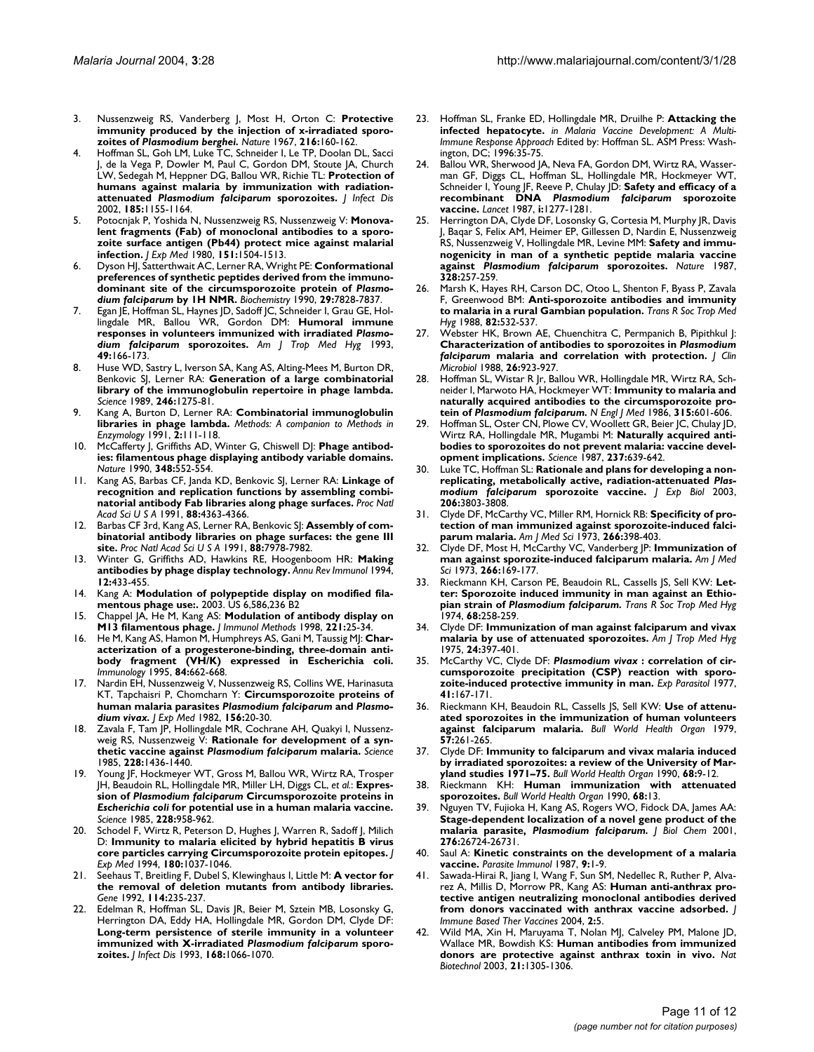3. Nussenzweig RS, Vanderberg J, Most H, Orton C: **Protective immunity produced by the injection of x-irradiated sporozoites of *Plasmodium berghei*.** *Nature* 1967, **216:**160-162.
4. Hoffman SL, Goh LM, Luke TC, Schneider I, Le TP, Doolan DL, Sacci J, de la Vega P, Dowler M, Paul C, Gordon DM, Stoute JA, Church LW, Sedegah M, Heppner DG, Ballou WR, Richie TL: **Protection of humans against malaria by immunization with radiation-attenuated *Plasmodium falciparum* sporozoites.** *J Infect Dis* 2002, **185:**1155-1164.
5. Potocnjak P, Yoshida N, Nussenzweig RS, Nussenzweig V: **Monovalent fragments (Fab) of monoclonal antibodies to a sporozoite surface antigen (Pb44) protect mice against malarial infection.** *J Exp Med* 1980, **151:**1504-1513.
6. Dyson HJ, Satterthwait AC, Lerner RA, Wright PE: **Conformational preferences of synthetic peptides derived from the immunodominant site of the circumsporozoite protein of *Plasmodium falciparum* by 1H NMR.** *Biochemistry* 1990, **29:**7828-7837.
7. Egan JE, Hoffman SL, Haynes JD, Sadoff JC, Schneider I, Grau GE, Hollingdale MR, Ballou WR, Gordon DM: **Humoral immune responses in volunteers immunized with irradiated *Plasmodium falciparum* sporozoites.** *Am J Trop Med Hyg* 1993, **49:**166-173.
8. Huse WD, Sastry L, Iverson SA, Kang AS, Alting-Mees M, Burton DR, Benkovic SJ, Lerner RA: **Generation of a large combinatorial library of the immunoglobulin repertoire in phage lambda.** *Science* 1989, **246:**1275-81.
9. Kang A, Burton D, Lerner RA: **Combinatorial immunoglobulin libraries in phage lambda.** *Methods: A companion to Methods in Enzymology* 1991, **2:**111-118.
10. McCafferty J, Griffiths AD, Winter G, Chiswell DJ: **Phage antibodies: filamentous phage displaying antibody variable domains.** *Nature* 1990, **348:**552-554.
11. Kang AS, Barbas CF, Janda KD, Benkovic SJ, Lerner RA: **Linkage of recognition and replication functions by assembling combinatorial antibody Fab libraries along phage surfaces.** *Proc Natl Acad Sci U S A* 1991, **88:**4363-4366.
12. Barbas CF 3rd, Kang AS, Lerner RA, Benkovic SJ: **Assembly of combinatorial antibody libraries on phage surfaces: the gene III site.** *Proc Natl Acad Sci U S A* 1991, **88:**7978-7982.
13. Winter G, Griffiths AD, Hawkins RE, Hoogenboom HR: **Making antibodies by phage display technology.** *Annu Rev Immunol* 1994, **12:**433-455.
14. Kang A: **Modulation of polypeptide display on modified filamentous phage use:.** 2003. US 6,586,236 B2
15. Chappel JA, He M, Kang AS: **Modulation of antibody display on M13 filamentous phage.** *J Immunol Methods* 1998, **221:**25-34.
16. He M, Kang AS, Hamon M, Humphreys AS, Gani M, Taussig MJ: **Characterization of a progesterone-binding, three-domain antibody fragment (VH/K) expressed in Escherichia coli.** *Immunology* 1995, **84:**662-668.
17. Nardin EH, Nussenzweig V, Nussenzweig RS, Collins WE, Harinasuta KT, Tapchaisri P, Chomcharn Y: **Circumsporozoite proteins of human malaria parasites *Plasmodium falciparum* and *Plasmodium vivax*.** *J Exp Med* 1982, **156:**20-30.
18. Zavala F, Tam JP, Hollingdale MR, Cochrane AH, Quakyi I, Nussenzweig RS, Nussenzweig V: **Rationale for development of a synthetic vaccine against *Plasmodium falciparum* malaria.** *Science* 1985, **228:**1436-1440.
19. Young JF, Hockmeyer WT, Gross M, Ballou WR, Wirtz RA, Trosper JH, Beaudoin RL, Hollingdale MR, Miller LH, Diggs CL, *et al.*: **Expression of *Plasmodium falciparum* Circumsporozoite proteins in *Escherichia coli* for potential use in a human malaria vaccine.** *Science* 1985, **228:**958-962.
20. Schodel F, Wirtz R, Peterson D, Hughes J, Warren R, Sadoff J, Milich D: **Immunity to malaria elicited by hybrid hepatitis B virus core particles carrying Circumsporozoite protein epitopes.** *J Exp Med* 1994, **180:**1037-1046.
21. Seehaus T, Breitling F, Dubel S, Klewinghaus I, Little M: **A vector for the removal of deletion mutants from antibody libraries.** *Gene* 1992, **114:**235-237.
22. Edelman R, Hoffman SL, Davis JR, Beier M, Sztein MB, Losonsky G, Herrington DA, Eddy HA, Hollingdale MR, Gordon DM, Clyde DF: **Long-term persistence of sterile immunity in a volunteer immunized with X-irradiated *Plasmodium falciparum* sporozoites.** *J Infect Dis* 1993, **168:**1066-1070.
23. Hoffman SL, Franke ED, Hollingdale MR, Druilhe P: **Attacking the infected hepatocyte.** *in Malaria Vaccine Development: A Multi-Immune Response Approach* Edited by: Hoffman SL. ASM Press: Washington, DC; 1996:35-75.
24. Ballou WR, Sherwood JA, Neva FA, Gordon DM, Wirtz RA, Wasserman GF, Diggs CL, Hoffman SL, Hollingdale MR, Hockmeyer WT, Schneider I, Young JF, Reeve P, Chulay JD: **Safety and efficacy of a recombinant DNA *Plasmodium falciparum* sporozoite vaccine.** *Lancet* 1987, **i:**1277-1281.
25. Herrington DA, Clyde DF, Losonsky G, Cortesia M, Murphy JR, Davis J, Baqar S, Felix AM, Heimer EP, Gillessen D, Nardin E, Nussenzweig RS, Nussenzweig V, Hollingdale MR, Levine MM: **Safety and immunogenicity in man of a synthetic peptide malaria vaccine against *Plasmodium falciparum* sporozoites.** *Nature* 1987, **328:**257-259.
26. Marsh K, Hayes RH, Carson DC, Otoo L, Shenton F, Byass P, Zavala F, Greenwood BM: **Anti-sporozoite antibodies and immunity to malaria in a rural Gambian population.** *Trans R Soc Trop Med Hyg* 1988, **82:**532-537.
27. Webster HK, Brown AE, Chuenchitra C, Permpanich B, Pipithkul J: **Characterization of antibodies to sporozoites in *Plasmodium falciparum* malaria and correlation with protection.** *J Clin Microbiol* 1988, **26:**923-927.
28. Hoffman SL, Wistar R Jr, Ballou WR, Hollingdale MR, Wirtz RA, Schneider I, Marwoto HA, Hockmeyer WT: **Immunity to malaria and naturally acquired antibodies to the circumsporozoite protein of *Plasmodium falciparum*.** *N Engl J Med* 1986, **315:**601-606.
29. Hoffman SL, Oster CN, Plowe CV, Woollett GR, Beier JC, Chulay JD, Wirtz RA, Hollingdale MR, Mugambi M: **Naturally acquired antibodies to sporozoites do not prevent malaria: vaccine development implications.** *Science* 1987, **237:**639-642.
30. Luke TC, Hoffman SL: **Rationale and plans for developing a non-replicating, metabolically active, radiation-attenuated *Plasmodium falciparum* sporozoite vaccine.** *J Exp Biol* 2003, **206:**3803-3808.
31. Clyde DF, McCarthy VC, Miller RM, Hornick RB: **Specificity of protection of man immunized against sporozoite-induced falciparum malaria.** *Am J Med Sci* 1973, **266:**398-403.
32. Clyde DF, Most H, McCarthy VC, Vanderberg JP: **Immunization of man against sporozoite-induced falciparum malaria.** *Am J Med Sci* 1973, **266:**169-177.
33. Rieckmann KH, Carson PE, Beaudoin RL, Cassells JS, Sell KW: **Letter: Sporozoite induced immunity in man against an Ethiopian strain of *Plasmodium falciparum*.** *Trans R Soc Trop Med Hyg* 1974, **68:**258-259.
34. Clyde DF: **Immunization of man against falciparum and vivax malaria by use of attenuated sporozoites.** *Am J Trop Med Hyg* 1975, **24:**397-401.
35. McCarthy VC, Clyde DF: ***Plasmodium vivax* : correlation of circumsporozoite precipitation (CSP) reaction with sporozoite-induced protective immunity in man.** *Exp Parasitol* 1977, **41:**167-171.
36. Rieckmann KH, Beaudoin RL, Cassells JS, Sell KW: **Use of attenuated sporozoites in the immunization of human volunteers against falciparum malaria.** *Bull World Health Organ* 1979, **57:**261-265.
37. Clyde DF: **Immunity to falciparum and vivax malaria induced by irradiated sporozoites: a review of the University of Maryland studies 1971–75.** *Bull World Health Organ* 1990, **68:**9-12.
38. Rieckmann KH: **Human immunization with attenuated sporozoites.** *Bull World Health Organ* 1990, **68:**13.
39. Nguyen TV, Fujioka H, Kang AS, Rogers WO, Fidock DA, James AA: **Stage-dependent localization of a novel gene product of the malaria parasite, *Plasmodium falciparum*.** *J Biol Chem* 2001, **276:**26724-26731.
40. Saul A: **Kinetic constraints on the development of a malaria vaccine.** *Parasite Immunol* 1987, **9:**1-9.
41. Sawada-Hirai R, Jiang I, Wang F, Sun SM, Nedellec R, Ruther P, Alvarez A, Millis D, Morrow PR, Kang AS: **Human anti-anthrax protective antigen neutralizing monoclonal antibodies derived from donors vaccinated with anthrax vaccine adsorbed.** *J Immune Based Ther Vaccines* 2004, **2:**5.
42. Wild MA, Xin H, Maruyama T, Nolan MJ, Calveley PM, Malone JD, Wallace MR, Bowdish KS: **Human antibodies from immunized donors are protective against anthrax toxin in vivo.** *Nat Biotechnol* 2003, **21:**1305-1306.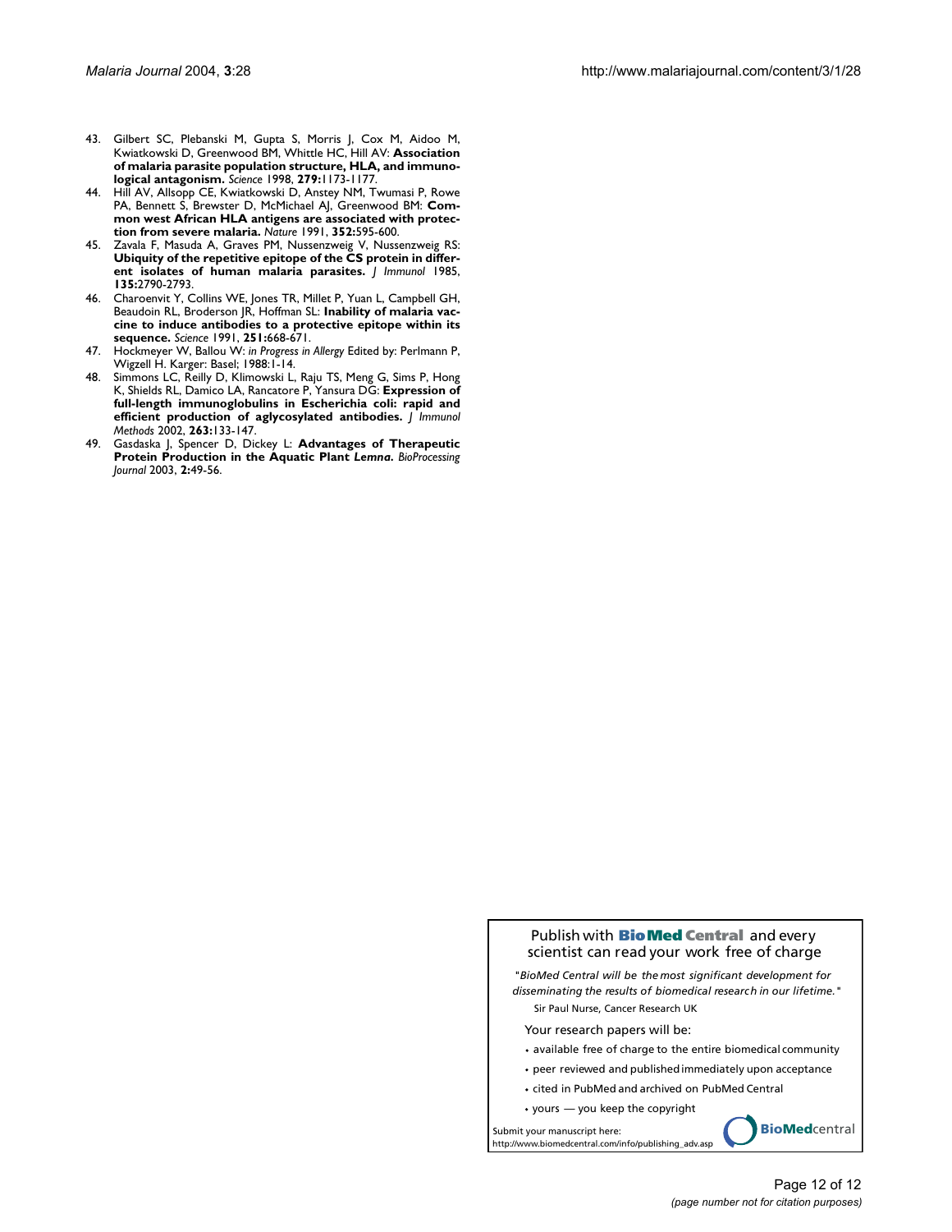43. Gilbert SC, Plebanski M, Gupta S, Morris J, Cox M, Aidoo M, Kwiatkowski D, Greenwood BM, Whittle HC, Hill AV: **Association of malaria parasite population structure, HLA, and immunological antagonism.** *Science* 1998, **279:**1173-1177.
44. Hill AV, Allsopp CE, Kwiatkowski D, Anstey NM, Twumasi P, Rowe PA, Bennett S, Brewster D, McMichael AJ, Greenwood BM: **Common west African HLA antigens are associated with protection from severe malaria.** *Nature* 1991, **352:**595-600.
45. Zavala F, Masuda A, Graves PM, Nussenzweig V, Nussenzweig RS: **Ubiquity of the repetitive epitope of the CS protein in different isolates of human malaria parasites.** *J Immunol* 1985, **135:**2790-2793.
46. Charoenvit Y, Collins WE, Jones TR, Millet P, Yuan L, Campbell GH, Beaudoin RL, Broderson JR, Hoffman SL: **Inability of malaria vaccine to induce antibodies to a protective epitope within its sequence.** *Science* 1991, **251:**668-671.
47. Hockmeyer W, Ballou W: *in Progress in Allergy* Edited by: Perlmann P, Wigzell H. Karger: Basel; 1988:1-14.
48. Simmons LC, Reilly D, Klimowski L, Raju TS, Meng G, Sims P, Hong K, Shields RL, Damico LA, Rancatore P, Yansura DG: **Expression of full-length immunoglobulins in Escherichia coli: rapid and efficient production of aglycosylated antibodies.** *J Immunol Methods* 2002, **263:**133-147.
49. Gasdaska J, Spencer D, Dickey L: **Advantages of Therapeutic Protein Production in the Aquatic Plant *Lemna*.** *BioProcessing Journal* 2003, **2:**49-56.

Publish with **BioMed Central** and every scientist can read your work free of charge

*"BioMed Central will be the most significant development for disseminating the results of biomedical research in our lifetime."*

Sir Paul Nurse, Cancer Research UK

Your research papers will be:

- available free of charge to the entire biomedical community
- peer reviewed and published immediately upon acceptance
- cited in PubMed and archived on PubMed Central
- yours — you keep the copyright

Submit your manuscript here:
http://www.biomedcentral.com/info/publishing_adv.asp

**BioMed**central